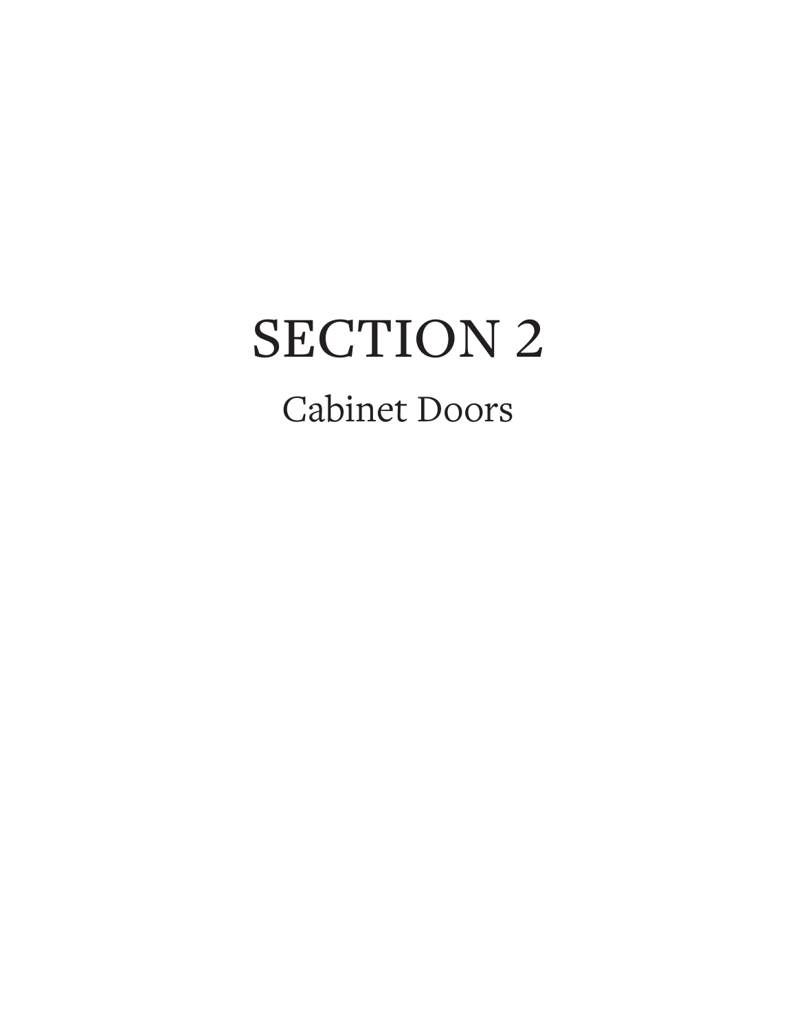# SECTION 2

## Cabinet Doors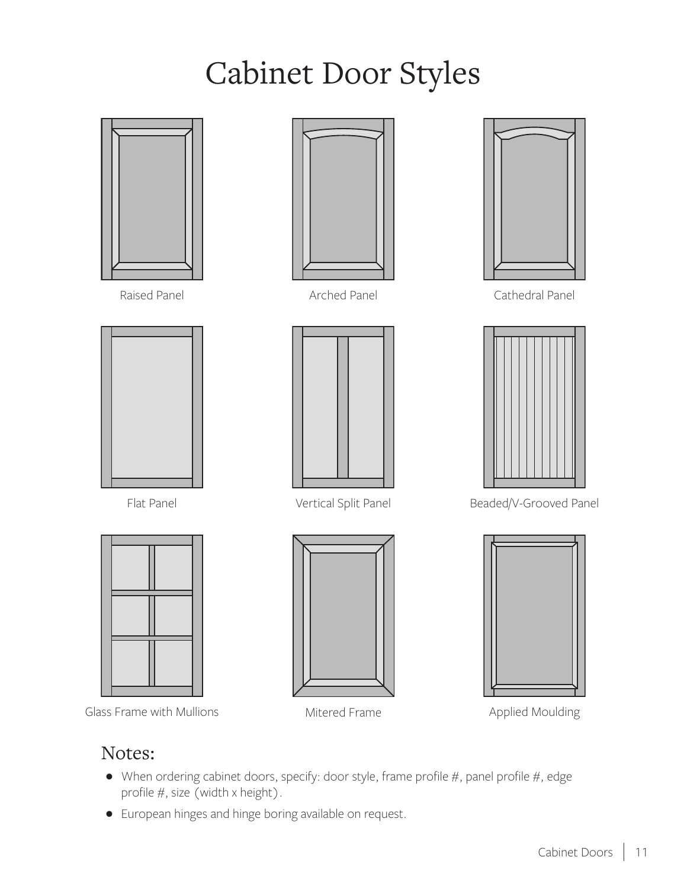# Cabinet Door Styles

Raised Panel

Arched Panel

Cathedral Panel

Flat Panel

Vertical Split Panel

Beaded/V-Grooved Panel

Glass Frame with Mullions

Mitered Frame

Applied Moulding

## Notes:

- When ordering cabinet doors, specify: door style, frame profile #, panel profile #, edge profile #, size (width x height).
- European hinges and hinge boring available on request.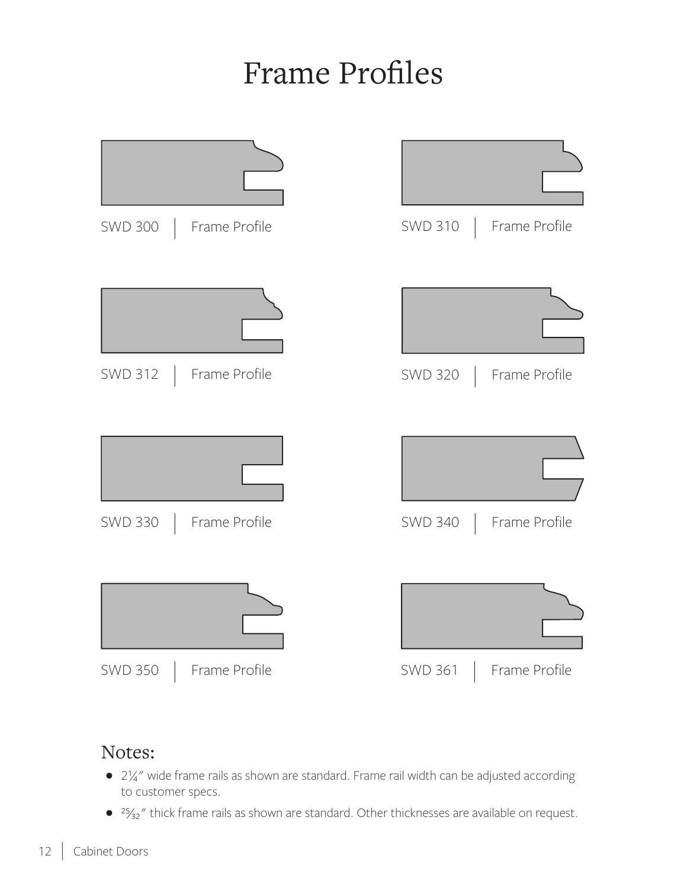# Frame Profiles

SWD 300 | Frame Profile

SWD 310 | Frame Profile

SWD 312 | Frame Profile

SWD 320 | Frame Profile

SWD 330 | Frame Profile

SWD 340 | Frame Profile

SWD 350 | Frame Profile

SWD 361 | Frame Profile

## Notes:

- 2¼″ wide frame rails as shown are standard. Frame rail width can be adjusted according to customer specs.
- 25⁄32″ thick frame rails as shown are standard. Other thicknesses are available on request.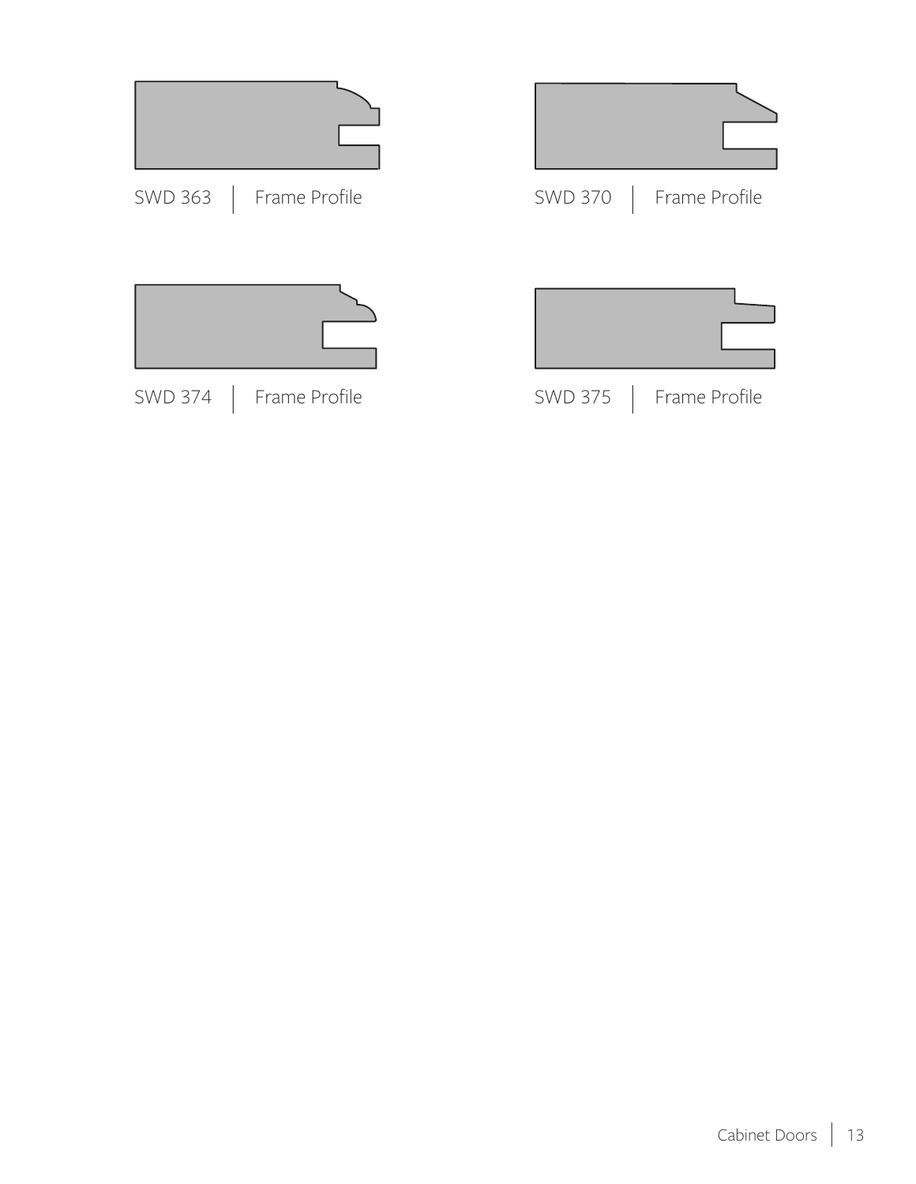SWD 363 | Frame Profile

SWD 370 | Frame Profile

SWD 374 | Frame Profile

SWD 375 | Frame Profile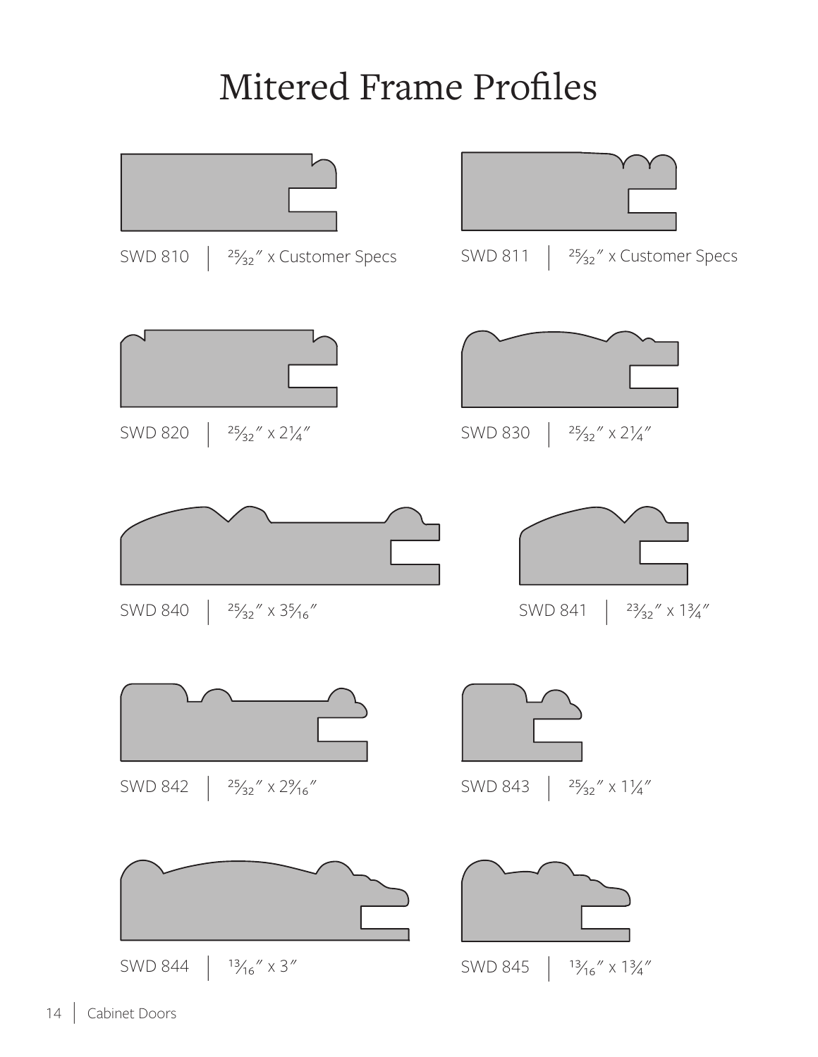# Mitered Frame Profiles

SWD 810 | 25⁄32″ x Customer Specs

SWD 811 | 25⁄32″ x Customer Specs

SWD 820 | 25⁄32″ x 2¼″

SWD 830 | 25⁄32″ x 2¼″

SWD 840 | 25⁄32″ x 3 5⁄16″

SWD 841 | 23⁄32″ x 1¾″

SWD 842 | 25⁄32″ x 2 9⁄16″

SWD 843 | 25⁄32″ x 1¼″

SWD 844 | 13⁄16″ x 3″

SWD 845 | 13⁄16″ x 1¾″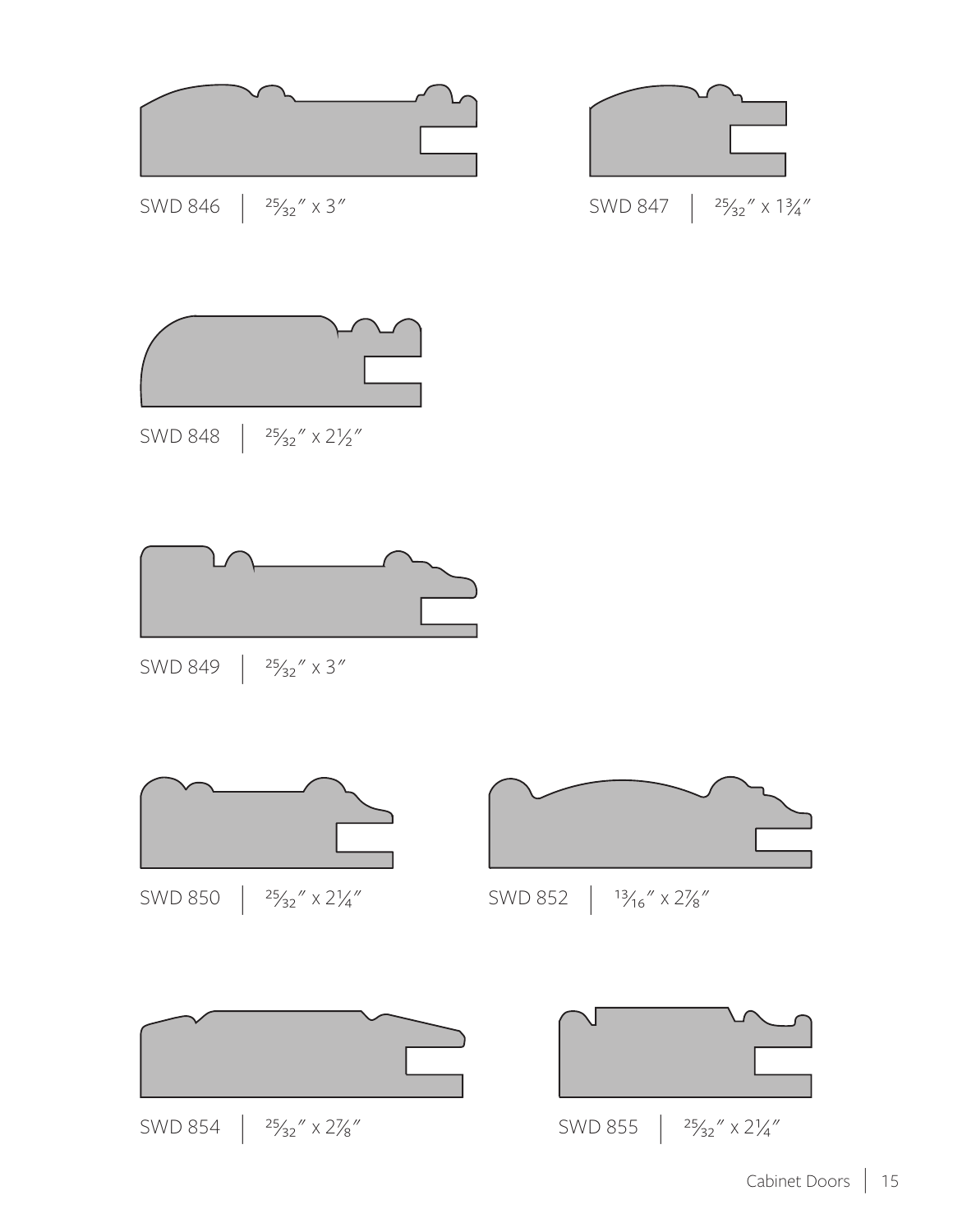SWD 846 | $\frac{25}{32}$″ x 3″

SWD 847 | $\frac{25}{32}$″ x $1\frac{3}{4}$″

SWD 848 | $\frac{25}{32}$″ x $2\frac{1}{2}$″

SWD 849 | $\frac{25}{32}$″ x 3″

SWD 850 | $\frac{25}{32}$″ x $2\frac{1}{4}$″

SWD 852 | $\frac{13}{16}$″ x $2\frac{7}{8}$″

SWD 854 | $\frac{25}{32}$″ x $2\frac{7}{8}$″

SWD 855 | $\frac{25}{32}$″ x $2\frac{1}{4}$″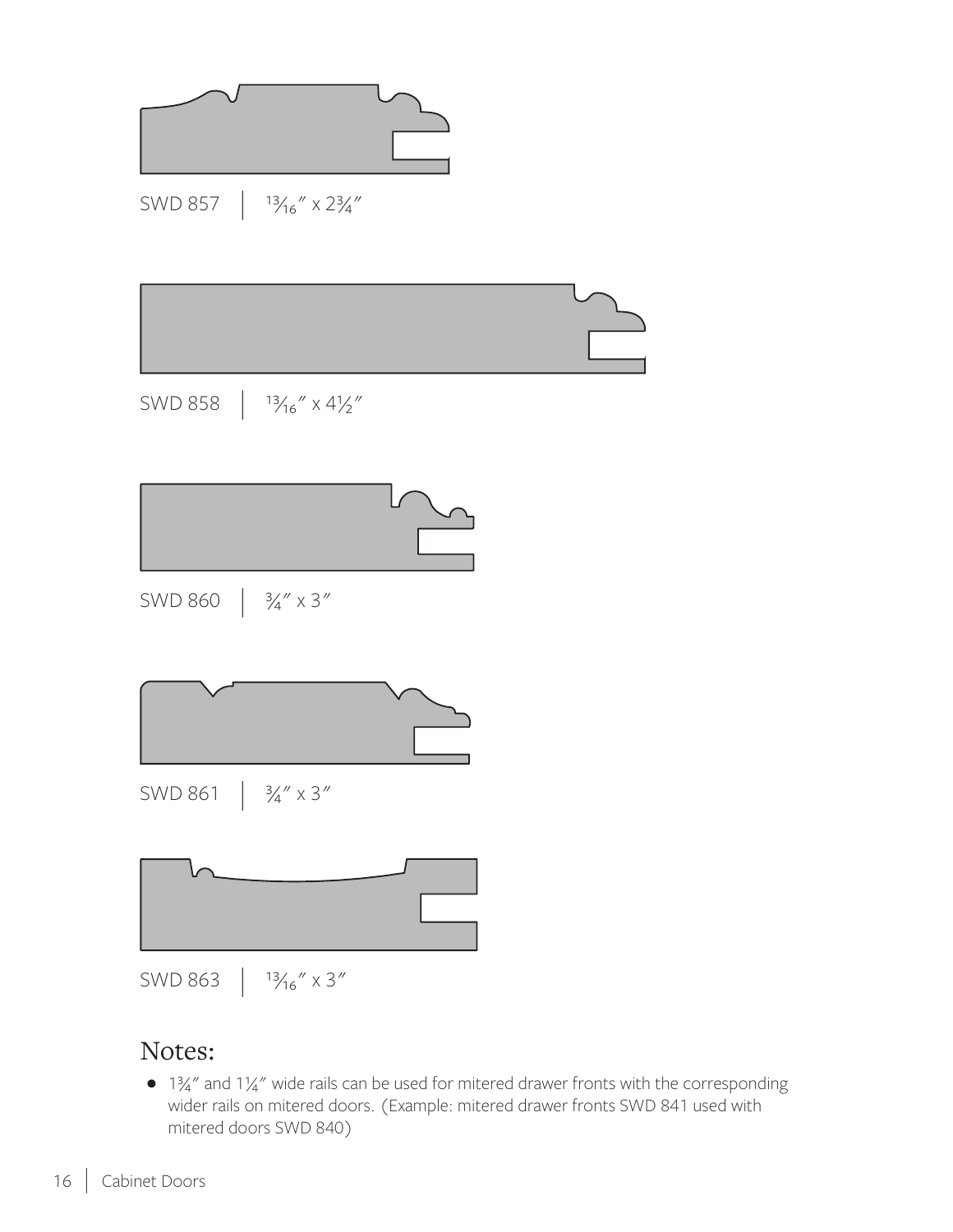SWD 857 | 13⁄16″ x 2¾″

SWD 858 | 13⁄16″ x 4½″

SWD 860 | ¾″ x 3″

SWD 861 | ¾″ x 3″

SWD 863 | 13⁄16″ x 3″

## Notes:

- 1¾″ and 1¼″ wide rails can be used for mitered drawer fronts with the corresponding wider rails on mitered doors. (Example: mitered drawer fronts SWD 841 used with mitered doors SWD 840)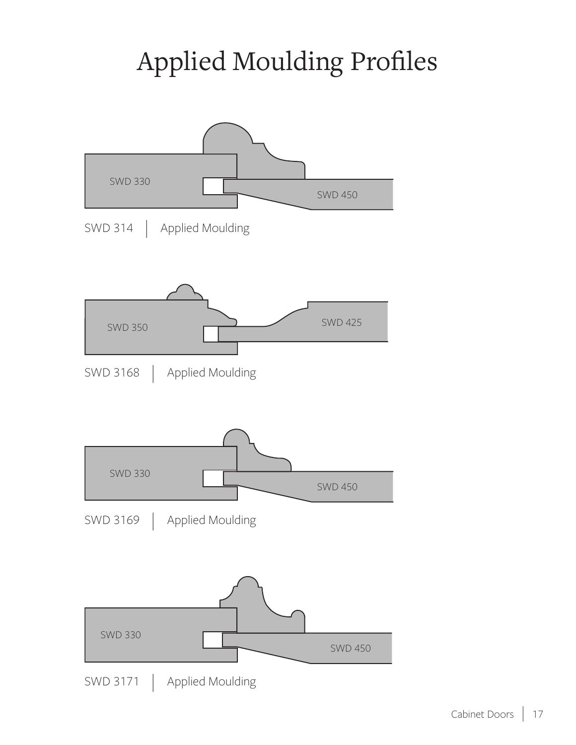# Applied Moulding Profiles

SWD 330

SWD 450

SWD 314 | Applied Moulding

SWD 350

SWD 425

SWD 3168 | Applied Moulding

SWD 330

SWD 450

SWD 3169 | Applied Moulding

SWD 330

SWD 450

SWD 3171 | Applied Moulding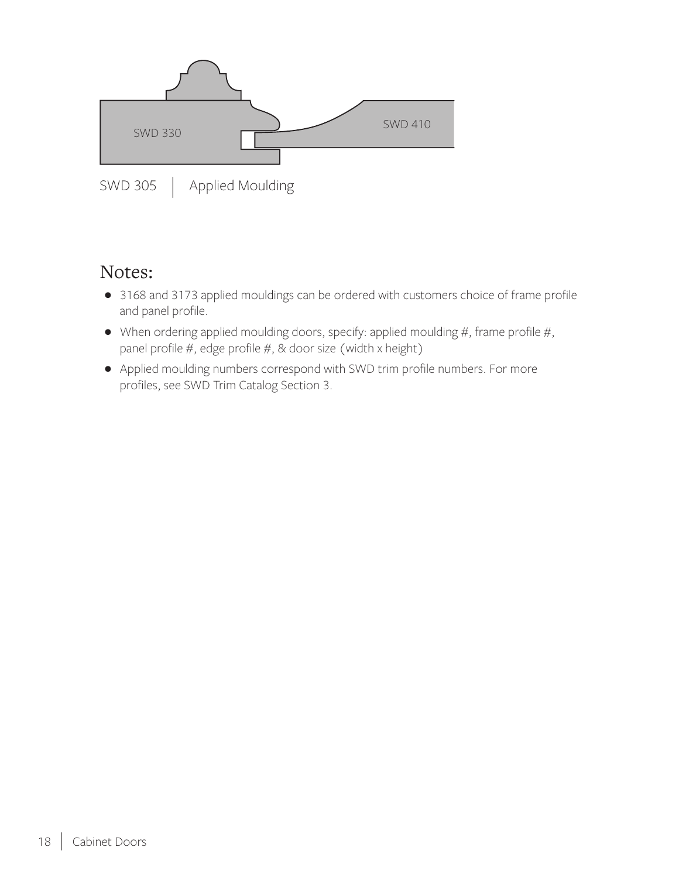SWD 330

SWD 410

SWD 305 | Applied Moulding

## Notes:

- 3168 and 3173 applied mouldings can be ordered with customers choice of frame profile and panel profile.
- When ordering applied moulding doors, specify: applied moulding #, frame profile #, panel profile #, edge profile #, & door size (width x height)
- Applied moulding numbers correspond with SWD trim profile numbers. For more profiles, see SWD Trim Catalog Section 3.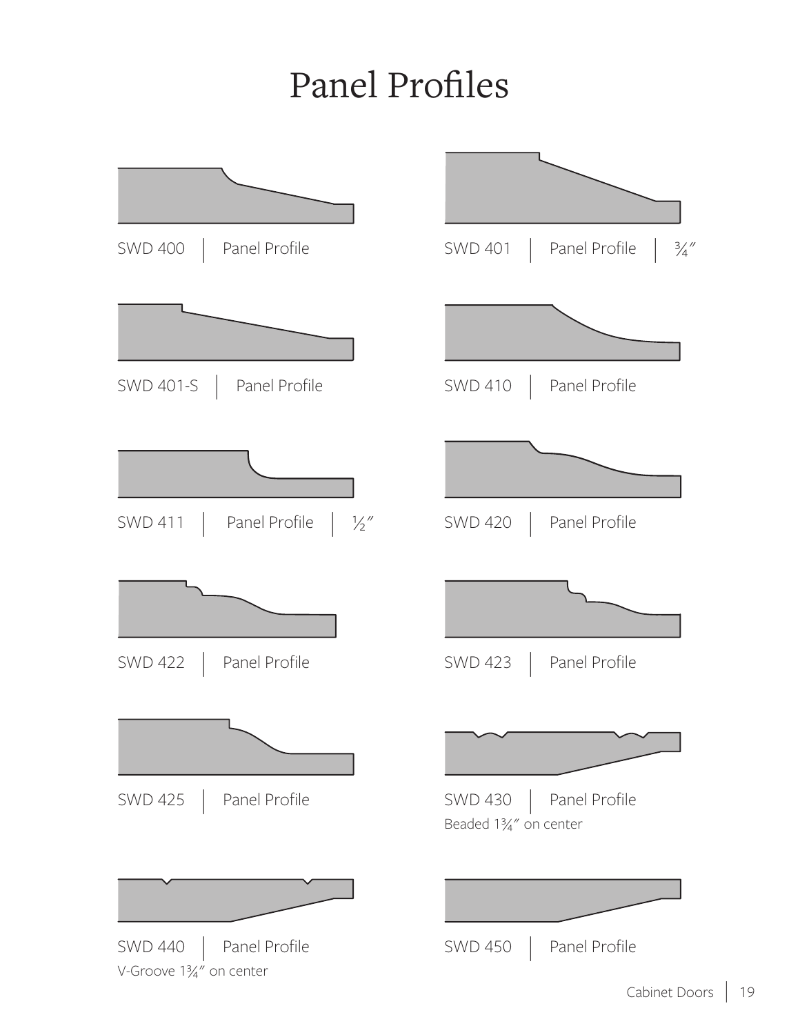# Panel Profiles

SWD 400 | Panel Profile

SWD 401 | Panel Profile | ¾″

SWD 401-S | Panel Profile

SWD 410 | Panel Profile

SWD 411 | Panel Profile | ½″

SWD 420 | Panel Profile

SWD 422 | Panel Profile

SWD 423 | Panel Profile

SWD 425 | Panel Profile

SWD 430 | Panel Profile
Beaded 1¾″ on center

SWD 440 | Panel Profile
V-Groove 1¾″ on center

SWD 450 | Panel Profile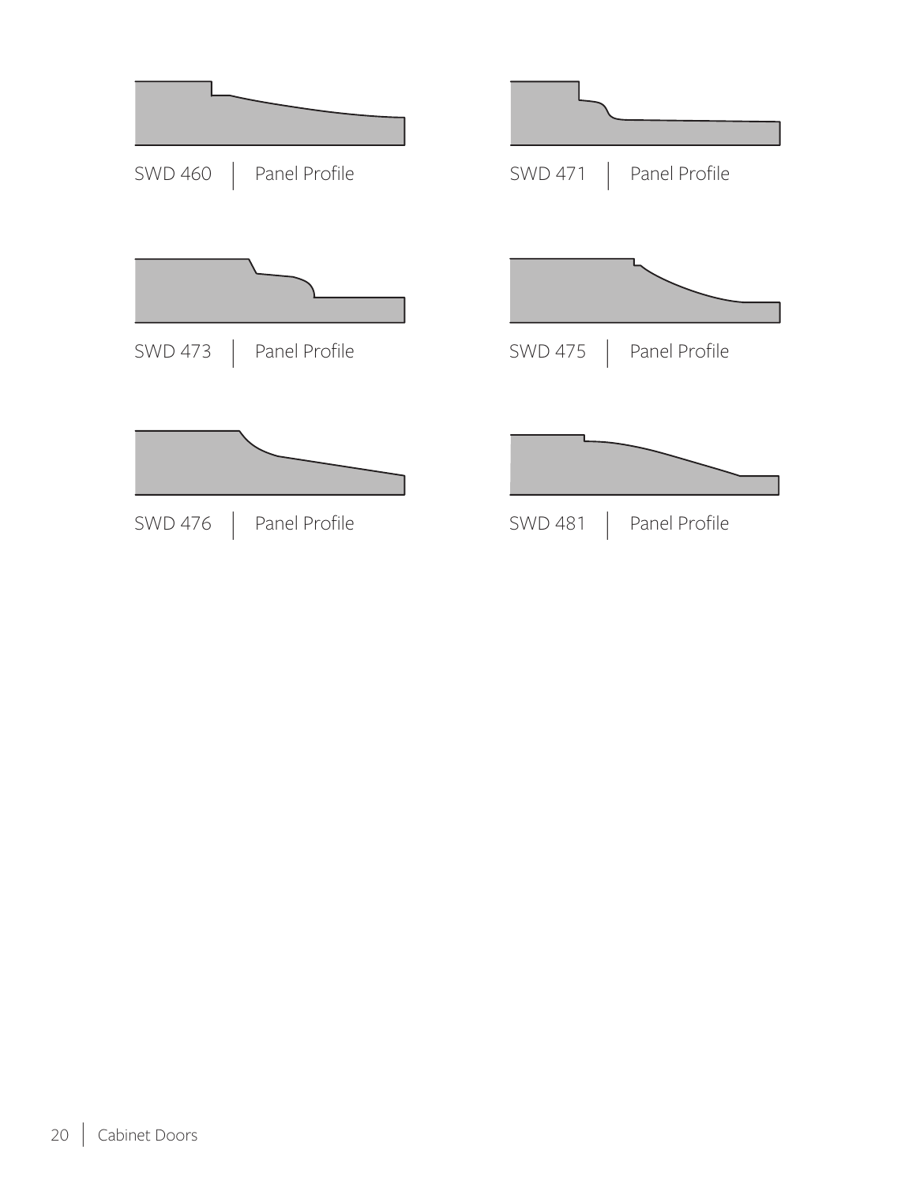SWD 460 | Panel Profile

SWD 471 | Panel Profile

SWD 473 | Panel Profile

SWD 475 | Panel Profile

SWD 476 | Panel Profile

SWD 481 | Panel Profile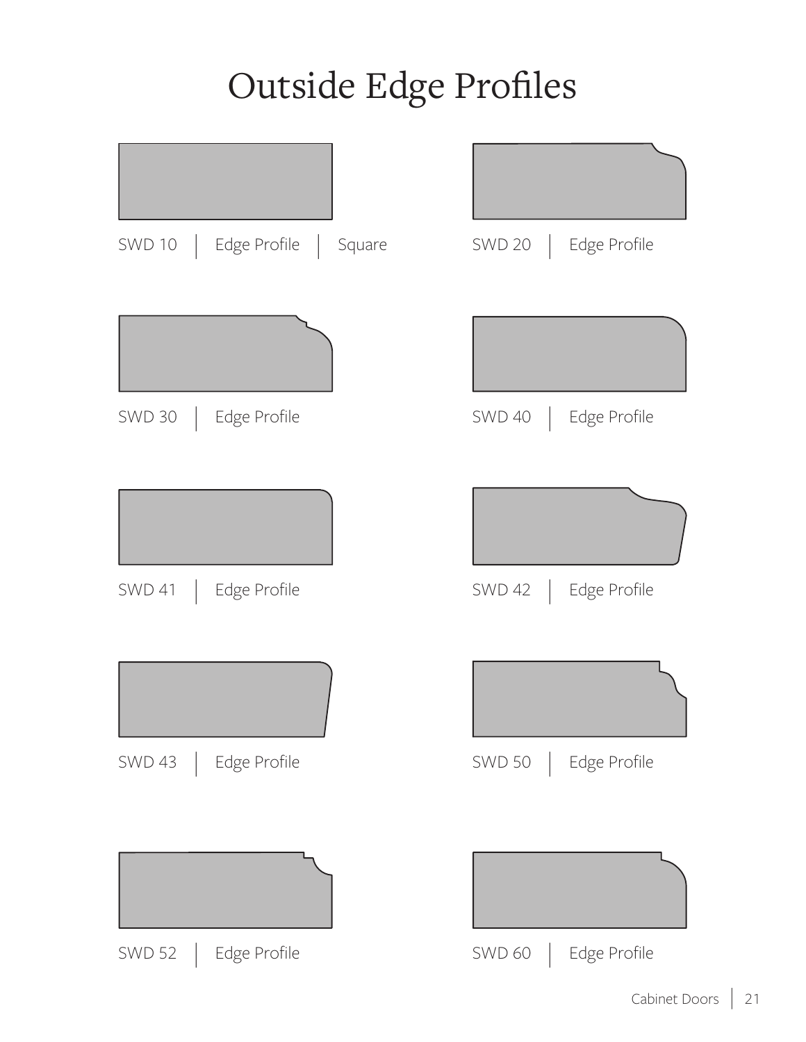# Outside Edge Profiles

SWD 10 | Edge Profile | Square

SWD 20 | Edge Profile

SWD 30 | Edge Profile

SWD 40 | Edge Profile

SWD 41 | Edge Profile

SWD 42 | Edge Profile

SWD 43 | Edge Profile

SWD 50 | Edge Profile

SWD 52 | Edge Profile

SWD 60 | Edge Profile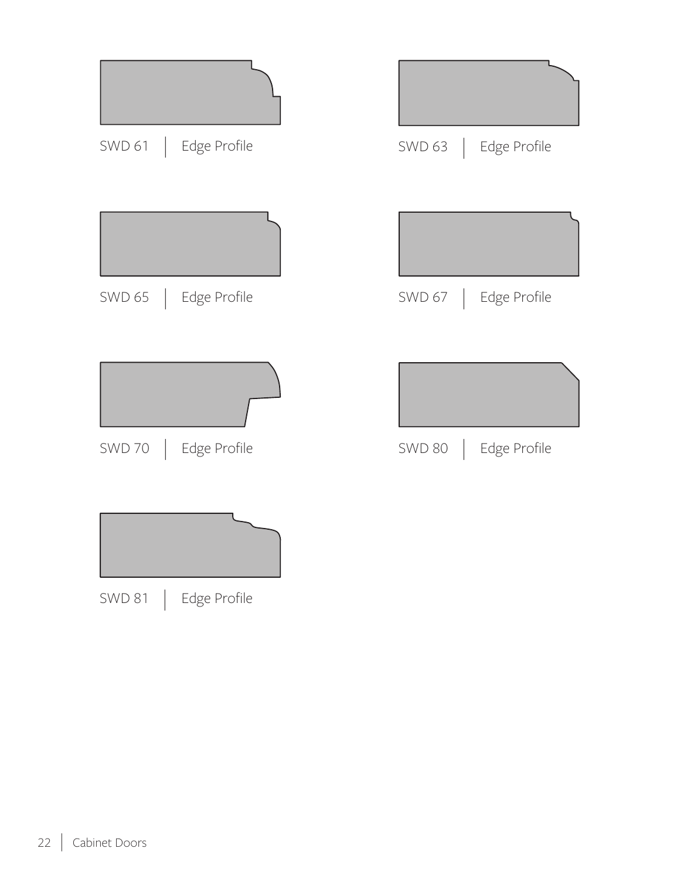SWD 61 | Edge Profile

SWD 63 | Edge Profile

SWD 65 | Edge Profile

SWD 67 | Edge Profile

SWD 70 | Edge Profile

SWD 80 | Edge Profile

SWD 81 | Edge Profile